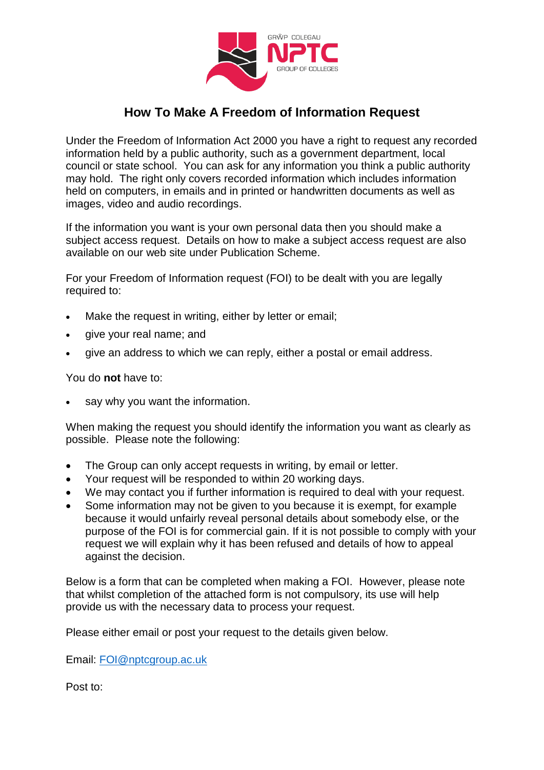# How To Make A Freedom of Information Request

Under the Freedom of Information Act 2000 you have a right to request any recorded information held by a public authority, such as a government department, local council or state school. You can ask for any information you think a public authority may hold. The right only covers recorded information which includes information held on computers, in emails and in printed or handwritten documents as well as images, video and audio recordings.

If the information you want is your own personal data then you should make a subject access request. Details on how to make a subject access request are also available on our web site under Publication Scheme.

For your Freedom of Information request (FOI) to be dealt with you are legally required to:

- Make the request in writing, either by letter or email;
- give your real name; and
- give an address to which we can reply, either a postal or email address.

You do **not** have to:

- say why you want the information.

When making the request you should identify the information you want as clearly as possible. Please note the following:

- The Group can only accept requests in writing, by email or letter.
- Your request will be responded to within 20 working days.
- We may contact you if further information is required to deal with your request.
- Some information may not be given to you because it is exempt, for example because it would unfairly reveal personal details about somebody else, or the purpose of the FOI is for commercial gain. If it is not possible to comply with your request we will explain why it has been refused and details of how to appeal against the decision.

Below is a form that can be completed when making a FOI. However, please note that whilst completion of the attached form is not compulsory, its use will help provide us with the necessary data to process your request.

Please either email or post your request to the details given below.

Email: FOI@nptcgroup.ac.uk

Post to: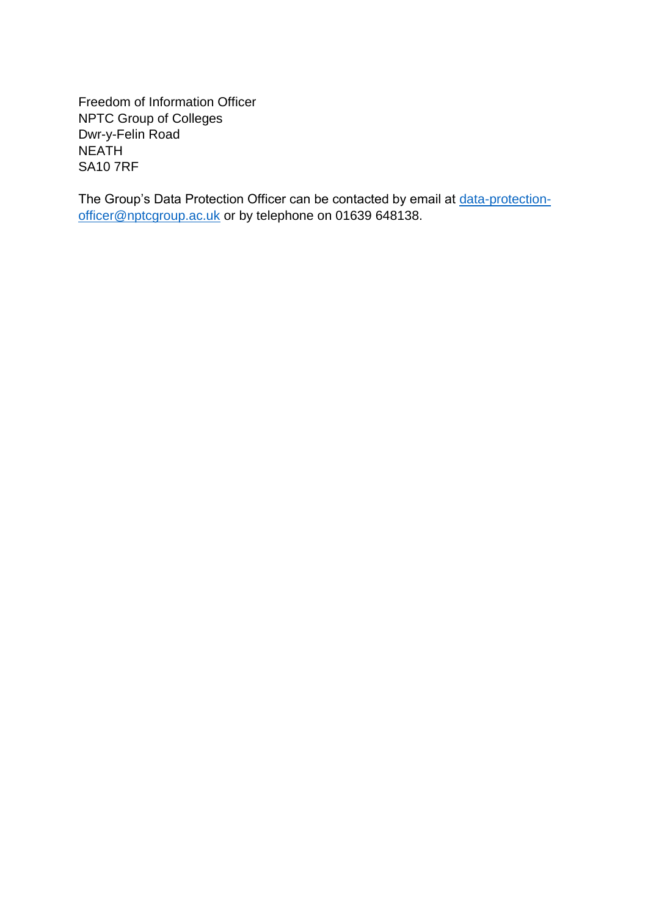Freedom of Information Officer  
NPTC Group of Colleges  
Dwr-y-Felin Road  
NEATH  
SA10 7RF

The Group's Data Protection Officer can be contacted by email at [data-protection-officer@nptcgroup.ac.uk](mailto:data-protection-officer@nptcgroup.ac.uk) or by telephone on 01639 648138.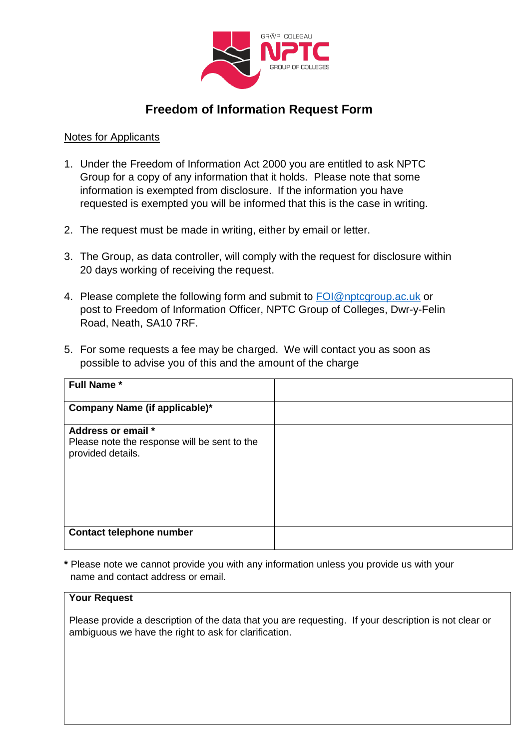GRŴP COLEGAU
NPTC
GROUP OF COLLEGES

# Freedom of Information Request Form

Notes for Applicants

1. Under the Freedom of Information Act 2000 you are entitled to ask NPTC Group for a copy of any information that it holds. Please note that some information is exempted from disclosure. If the information you have requested is exempted you will be informed that this is the case in writing.

2. The request must be made in writing, either by email or letter.

3. The Group, as data controller, will comply with the request for disclosure within 20 days working of receiving the request.

4. Please complete the following form and submit to FOI@nptcgroup.ac.uk or post to Freedom of Information Officer, NPTC Group of Colleges, Dwr-y-Felin Road, Neath, SA10 7RF.

5. For some requests a fee may be charged. We will contact you as soon as possible to advise you of this and the amount of the charge

| **Full Name *** | |
|---|---|
| **Company Name (if applicable)*** | |
| **Address or email *** Please note the response will be sent to the provided details. | |
| **Contact telephone number** | |

**\*** Please note we cannot provide you with any information unless you provide us with your name and contact address or email.

| **Your Request** |
|---|
| Please provide a description of the data that you are requesting. If your description is not clear or ambiguous we have the right to ask for clarification. |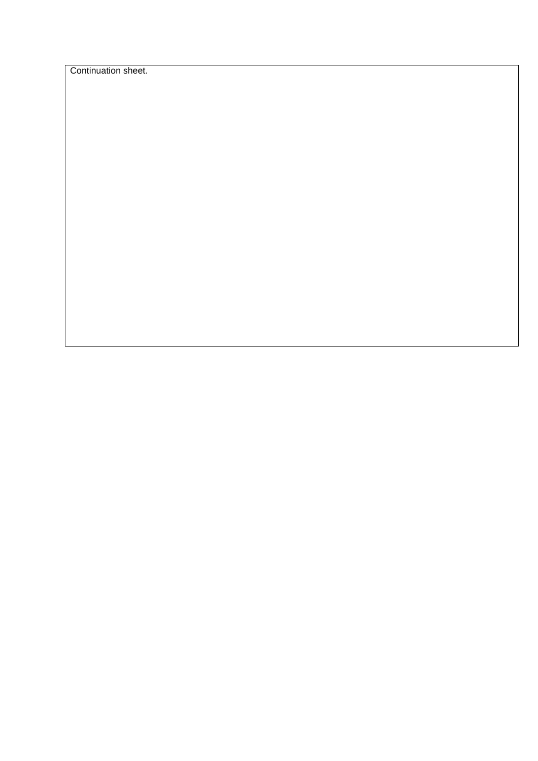Continuation sheet.